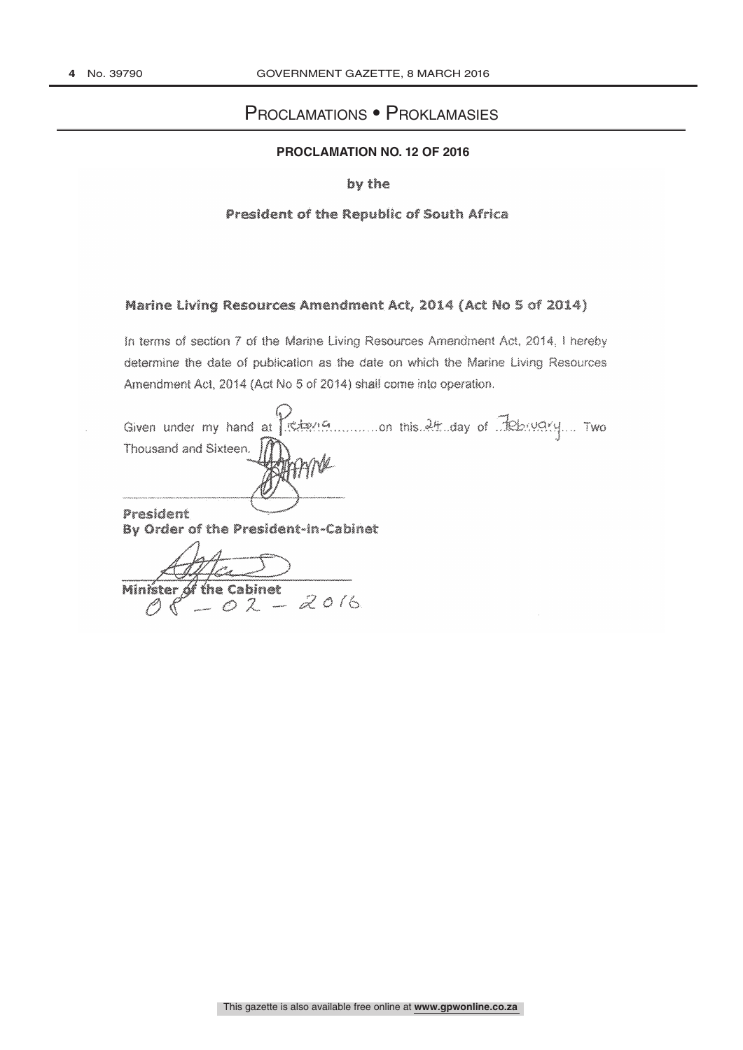# Proclamations • Proklamasies

## PROCLAMATION NO. 12 OF 2016

by the

President of the Republic of South Africa

### Marine Living Resources Amendment Act, 2014 (Act No 5 of 2014)

In terms of section 7 of the Marine Living Resources Amendment Act, 2014, I hereby determine the date of publication as the date on which the Marine Living Resources Amendment Act, 2014 (Act No 5 of 2014) shall come into operation.

Given under my hand at Pretoria............on this 24 day of February.... Two Thousand and Sixteen.

\_\_\_\_\_\_\_\_\_\_\_\_\_\_\_\_\_\_\_\_\_\_\_\_\_\_\_\_

**President**

**By Order of the President-in-Cabinet**

\_\_\_\_\_\_\_\_\_\_\_\_\_\_\_\_\_\_\_\_\_\_\_\_\_\_\_\_

**Minister of the Cabinet**

08 - 02 - 2016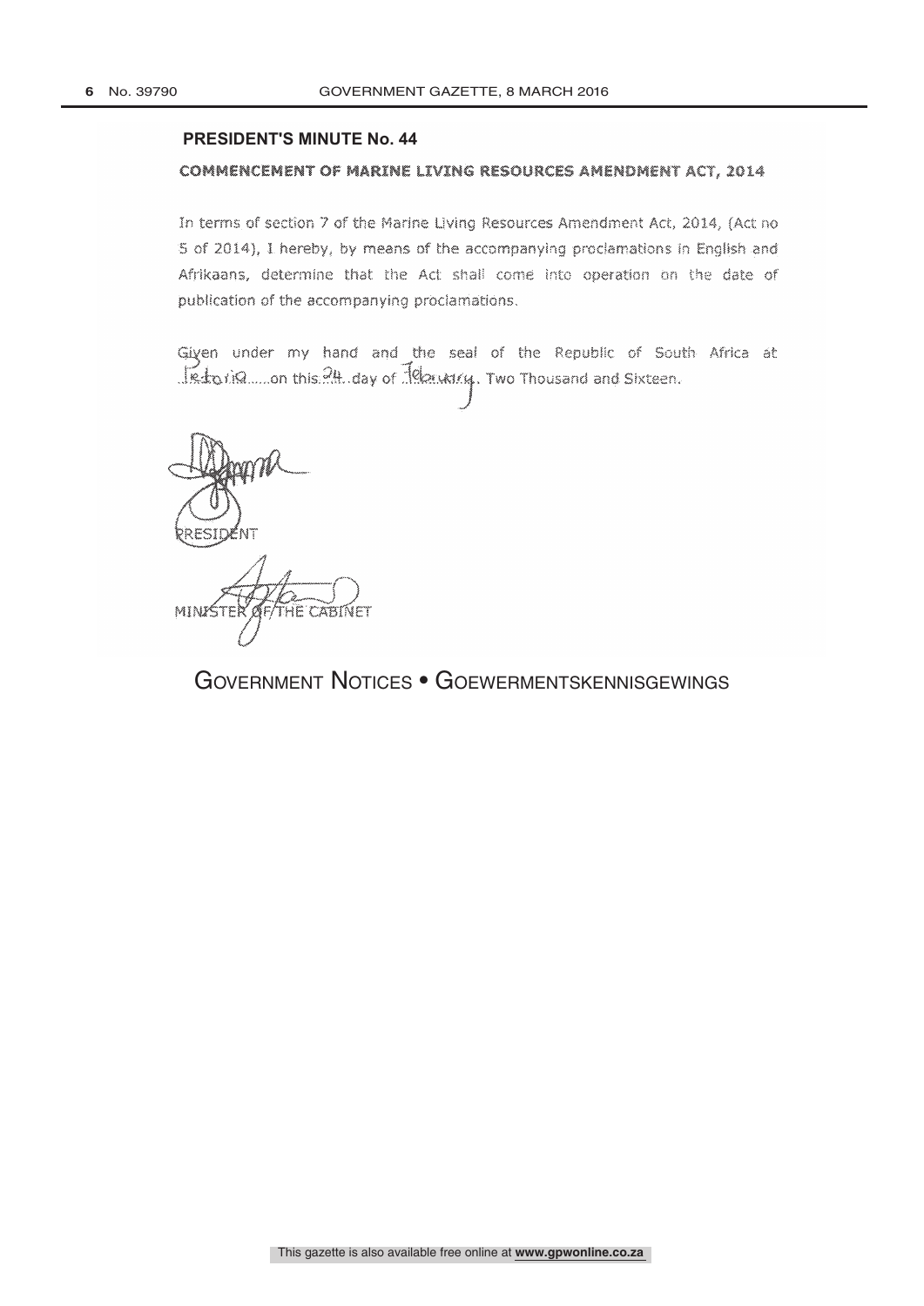## PRESIDENT'S MINUTE No. 44

### COMMENCEMENT OF MARINE LIVING RESOURCES AMENDMENT ACT, 2014

In terms of section 7 of the Marine Living Resources Amendment Act, 2014, (Act no 5 of 2014), I hereby, by means of the accompanying proclamations in English and Afrikaans, determine that the Act shall come into operation on the date of publication of the accompanying proclamations.

Given under my hand and the seal of the Republic of South Africa at Pretoria......on this 24 day of February. Two Thousand and Sixteen.

PRESIDENT

MINISTER OF THE CABINET

# GOVERNMENT NOTICES • GOEWERMENTSKENNISGEWINGS